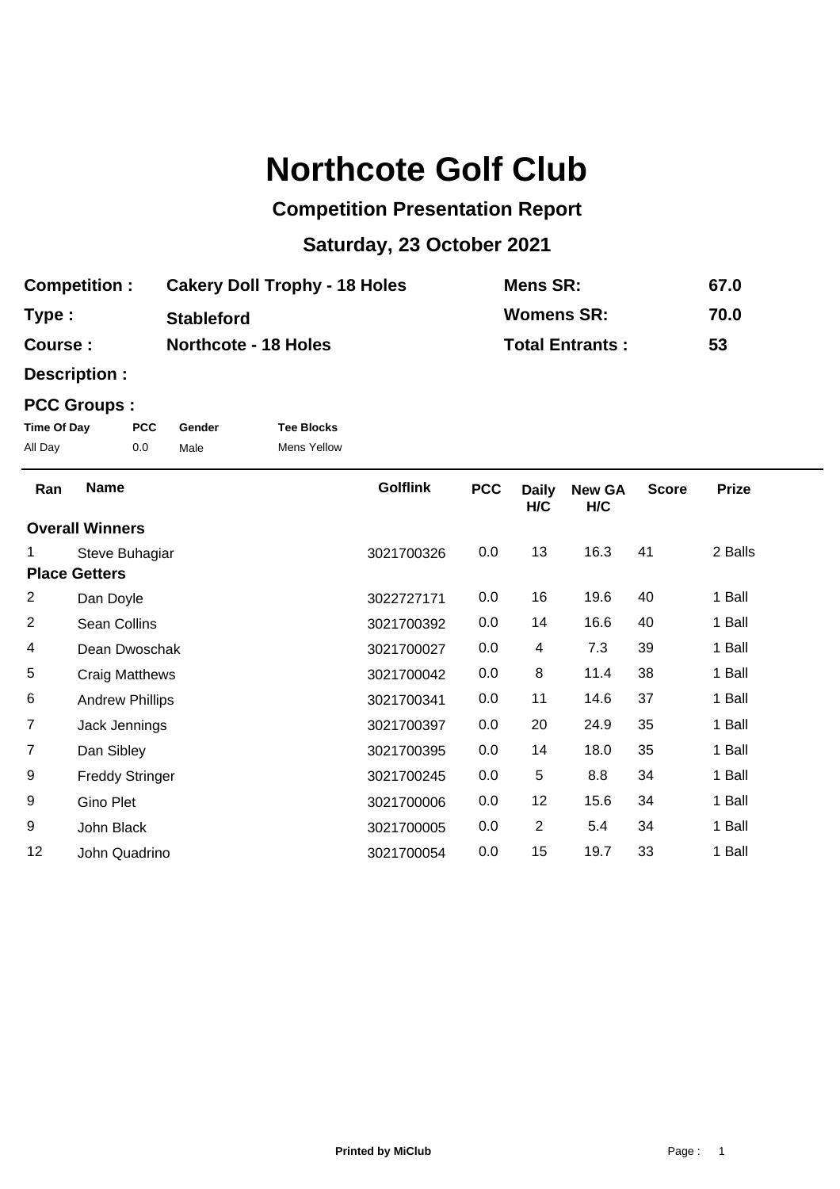# Northcote Golf Club

## Competition Presentation Report

## Saturday, 23 October 2021

| | | | |
|---|---|---|---|
| **Competition :** | **Cakery Doll Trophy - 18 Holes** | **Mens SR:** | **67.0** |
| **Type :** | **Stableford** | **Womens SR:** | **70.0** |
| **Course :** | **Northcote - 18 Holes** | **Total Entrants :** | **53** |

**Description :**

**PCC Groups :**

| Time Of Day | PCC | Gender | Tee Blocks |
|---|---|---|---|
| All Day | 0.0 | Male | Mens Yellow |

| Ran | Name | Golflink | PCC | Daily H/C | New GA H/C | Score | Prize |
|---|---|---|---|---|---|---|---|
| **Overall Winners** | | | | | | | |
| 1 | Steve Buhagiar | 3021700326 | 0.0 | 13 | 16.3 | 41 | 2 Balls |
| **Place Getters** | | | | | | | |
| 2 | Dan Doyle | 3022727171 | 0.0 | 16 | 19.6 | 40 | 1 Ball |
| 2 | Sean Collins | 3021700392 | 0.0 | 14 | 16.6 | 40 | 1 Ball |
| 4 | Dean Dwoschak | 3021700027 | 0.0 | 4 | 7.3 | 39 | 1 Ball |
| 5 | Craig Matthews | 3021700042 | 0.0 | 8 | 11.4 | 38 | 1 Ball |
| 6 | Andrew Phillips | 3021700341 | 0.0 | 11 | 14.6 | 37 | 1 Ball |
| 7 | Jack Jennings | 3021700397 | 0.0 | 20 | 24.9 | 35 | 1 Ball |
| 7 | Dan Sibley | 3021700395 | 0.0 | 14 | 18.0 | 35 | 1 Ball |
| 9 | Freddy Stringer | 3021700245 | 0.0 | 5 | 8.8 | 34 | 1 Ball |
| 9 | Gino Plet | 3021700006 | 0.0 | 12 | 15.6 | 34 | 1 Ball |
| 9 | John Black | 3021700005 | 0.0 | 2 | 5.4 | 34 | 1 Ball |
| 12 | John Quadrino | 3021700054 | 0.0 | 15 | 19.7 | 33 | 1 Ball |

**Printed by MiClub**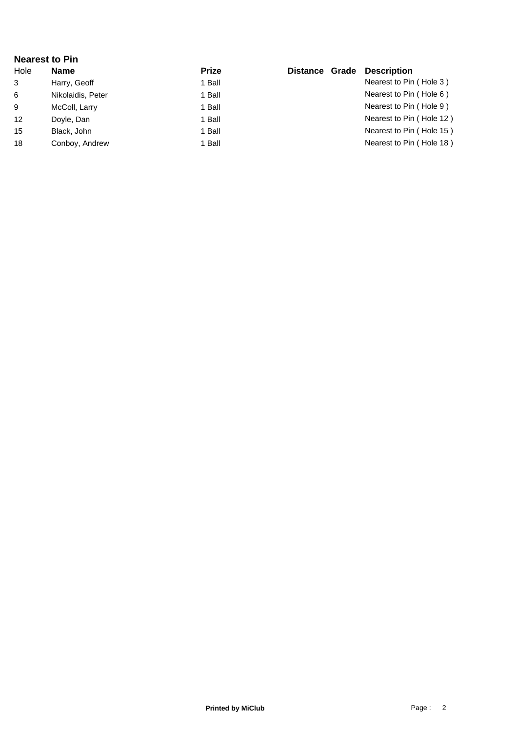**Nearest to Pin**

| Hole | Name | Prize | Distance | Grade | Description |
|---|---|---|---|---|---|
| 3 | Harry, Geoff | 1 Ball | | | Nearest to Pin ( Hole 3 ) |
| 6 | Nikolaidis, Peter | 1 Ball | | | Nearest to Pin ( Hole 6 ) |
| 9 | McColl, Larry | 1 Ball | | | Nearest to Pin ( Hole 9 ) |
| 12 | Doyle, Dan | 1 Ball | | | Nearest to Pin ( Hole 12 ) |
| 15 | Black, John | 1 Ball | | | Nearest to Pin ( Hole 15 ) |
| 18 | Conboy, Andrew | 1 Ball | | | Nearest to Pin ( Hole 18 ) |

**Printed by MiClub**